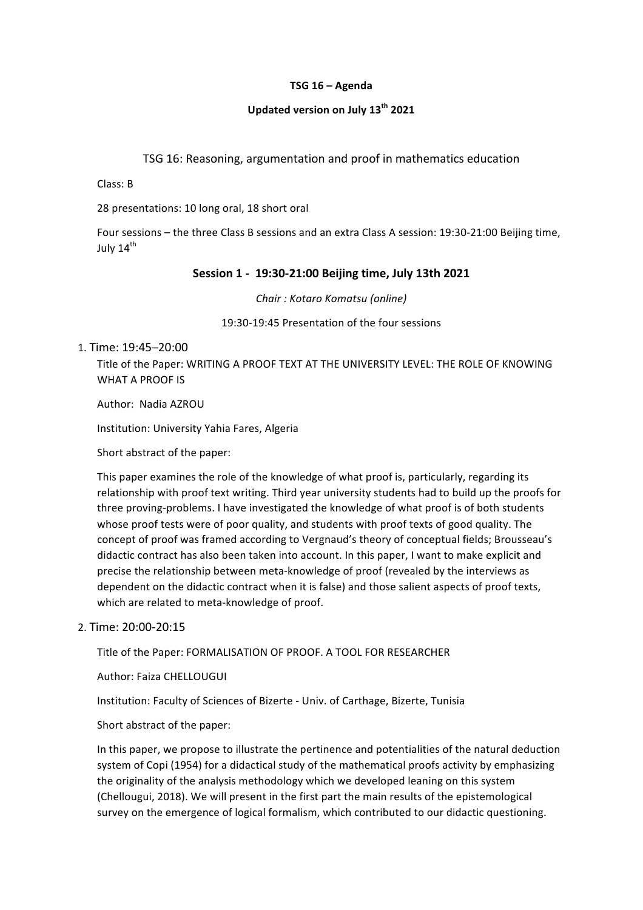**TSG 16 – Agenda**

**Updated version on July 13th 2021**

## TSG 16: Reasoning, argumentation and proof in mathematics education

Class: B

28 presentations: 10 long oral, 18 short oral

Four sessions – the three Class B sessions and an extra Class A session: 19:30-21:00 Beijing time, July 14th

### Session 1 - 19:30-21:00 Beijing time, July 13th 2021

*Chair : Kotaro Komatsu (online)*

19:30-19:45 Presentation of the four sessions

1. Time: 19:45–20:00

   Title of the Paper: WRITING A PROOF TEXT AT THE UNIVERSITY LEVEL: THE ROLE OF KNOWING WHAT A PROOF IS

   Author: Nadia AZROU

   Institution: University Yahia Fares, Algeria

   Short abstract of the paper:

   This paper examines the role of the knowledge of what proof is, particularly, regarding its relationship with proof text writing. Third year university students had to build up the proofs for three proving-problems. I have investigated the knowledge of what proof is of both students whose proof tests were of poor quality, and students with proof texts of good quality. The concept of proof was framed according to Vergnaud's theory of conceptual fields; Brousseau's didactic contract has also been taken into account. In this paper, I want to make explicit and precise the relationship between meta-knowledge of proof (revealed by the interviews as dependent on the didactic contract when it is false) and those salient aspects of proof texts, which are related to meta-knowledge of proof.

2. Time: 20:00-20:15

   Title of the Paper: FORMALISATION OF PROOF. A TOOL FOR RESEARCHER

   Author: Faiza CHELLOUGUI

   Institution: Faculty of Sciences of Bizerte - Univ. of Carthage, Bizerte, Tunisia

   Short abstract of the paper:

   In this paper, we propose to illustrate the pertinence and potentialities of the natural deduction system of Copi (1954) for a didactical study of the mathematical proofs activity by emphasizing the originality of the analysis methodology which we developed leaning on this system (Chellougui, 2018). We will present in the first part the main results of the epistemological survey on the emergence of logical formalism, which contributed to our didactic questioning.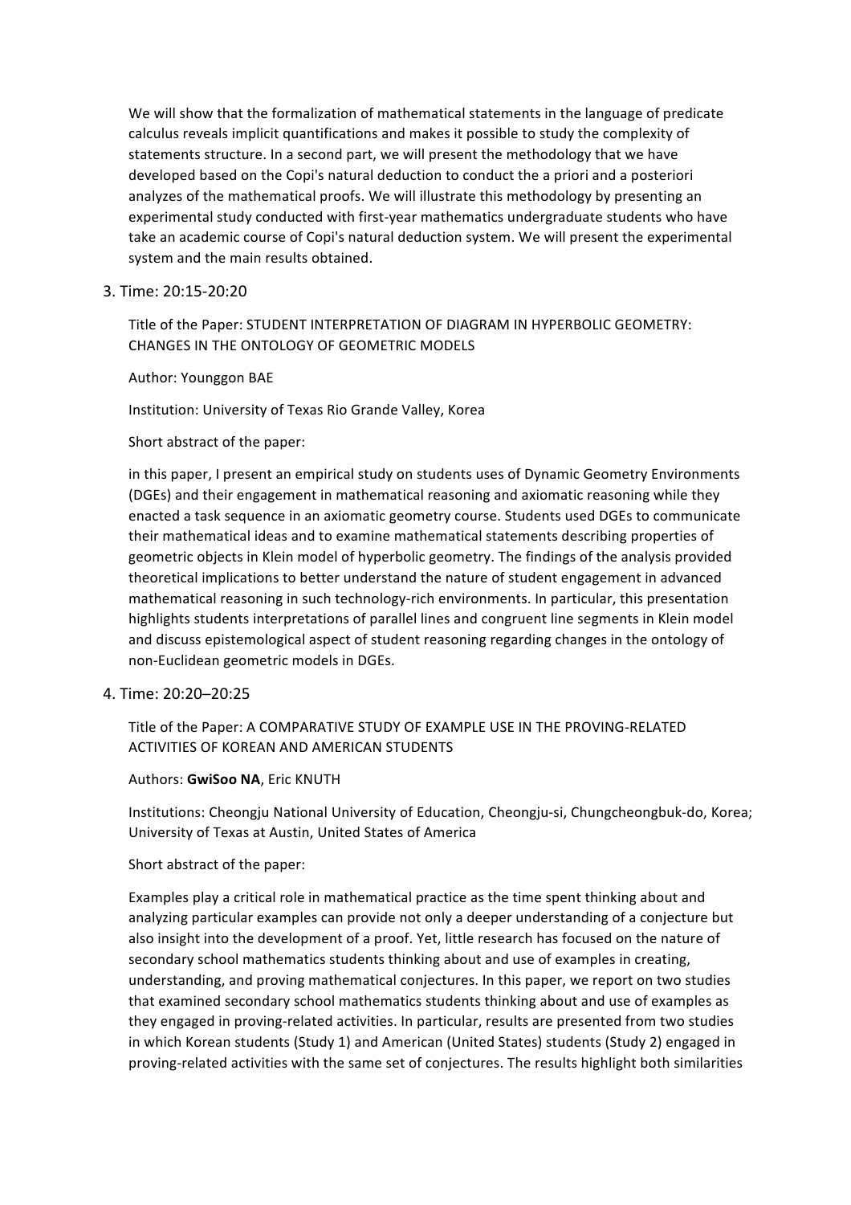We will show that the formalization of mathematical statements in the language of predicate calculus reveals implicit quantifications and makes it possible to study the complexity of statements structure. In a second part, we will present the methodology that we have developed based on the Copi's natural deduction to conduct the a priori and a posteriori analyzes of the mathematical proofs. We will illustrate this methodology by presenting an experimental study conducted with first-year mathematics undergraduate students who have take an academic course of Copi's natural deduction system. We will present the experimental system and the main results obtained.

3. Time: 20:15-20:20

   Title of the Paper: STUDENT INTERPRETATION OF DIAGRAM IN HYPERBOLIC GEOMETRY: CHANGES IN THE ONTOLOGY OF GEOMETRIC MODELS

   Author: Younggon BAE

   Institution: University of Texas Rio Grande Valley, Korea

   Short abstract of the paper:

   in this paper, I present an empirical study on students uses of Dynamic Geometry Environments (DGEs) and their engagement in mathematical reasoning and axiomatic reasoning while they enacted a task sequence in an axiomatic geometry course. Students used DGEs to communicate their mathematical ideas and to examine mathematical statements describing properties of geometric objects in Klein model of hyperbolic geometry. The findings of the analysis provided theoretical implications to better understand the nature of student engagement in advanced mathematical reasoning in such technology-rich environments. In particular, this presentation highlights students interpretations of parallel lines and congruent line segments in Klein model and discuss epistemological aspect of student reasoning regarding changes in the ontology of non-Euclidean geometric models in DGEs.

4. Time: 20:20–20:25

   Title of the Paper: A COMPARATIVE STUDY OF EXAMPLE USE IN THE PROVING-RELATED ACTIVITIES OF KOREAN AND AMERICAN STUDENTS

   Authors: **GwiSoo NA**, Eric KNUTH

   Institutions: Cheongju National University of Education, Cheongju-si, Chungcheongbuk-do, Korea; University of Texas at Austin, United States of America

   Short abstract of the paper:

   Examples play a critical role in mathematical practice as the time spent thinking about and analyzing particular examples can provide not only a deeper understanding of a conjecture but also insight into the development of a proof. Yet, little research has focused on the nature of secondary school mathematics students thinking about and use of examples in creating, understanding, and proving mathematical conjectures. In this paper, we report on two studies that examined secondary school mathematics students thinking about and use of examples as they engaged in proving-related activities. In particular, results are presented from two studies in which Korean students (Study 1) and American (United States) students (Study 2) engaged in proving-related activities with the same set of conjectures. The results highlight both similarities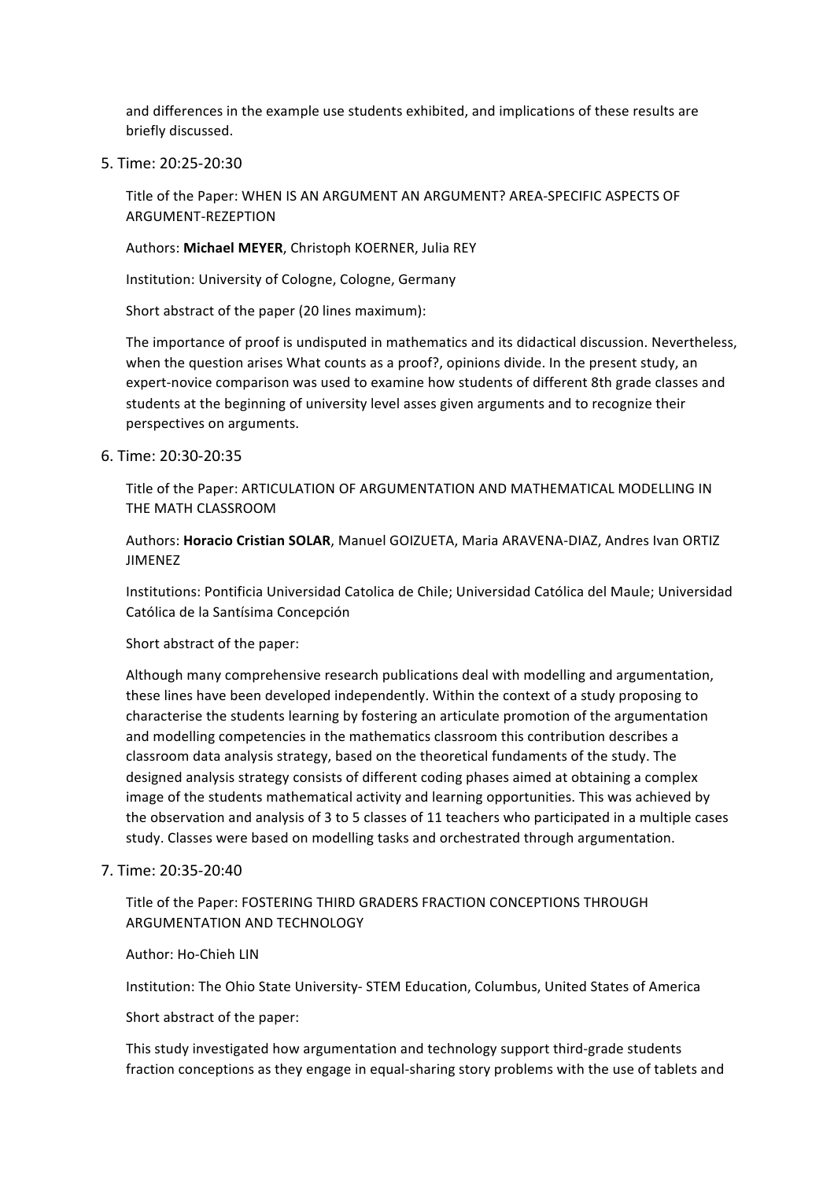and differences in the example use students exhibited, and implications of these results are briefly discussed.

5. Time: 20:25-20:30

   Title of the Paper: WHEN IS AN ARGUMENT AN ARGUMENT? AREA-SPECIFIC ASPECTS OF ARGUMENT-REZEPTION

   Authors: **Michael MEYER**, Christoph KOERNER, Julia REY

   Institution: University of Cologne, Cologne, Germany

   Short abstract of the paper (20 lines maximum):

   The importance of proof is undisputed in mathematics and its didactical discussion. Nevertheless, when the question arises What counts as a proof?, opinions divide. In the present study, an expert-novice comparison was used to examine how students of different 8th grade classes and students at the beginning of university level asses given arguments and to recognize their perspectives on arguments.

6. Time: 20:30-20:35

   Title of the Paper: ARTICULATION OF ARGUMENTATION AND MATHEMATICAL MODELLING IN THE MATH CLASSROOM

   Authors: **Horacio Cristian SOLAR**, Manuel GOIZUETA, Maria ARAVENA-DIAZ, Andres Ivan ORTIZ JIMENEZ

   Institutions: Pontificia Universidad Catolica de Chile; Universidad Católica del Maule; Universidad Católica de la Santísima Concepción

   Short abstract of the paper:

   Although many comprehensive research publications deal with modelling and argumentation, these lines have been developed independently. Within the context of a study proposing to characterise the students learning by fostering an articulate promotion of the argumentation and modelling competencies in the mathematics classroom this contribution describes a classroom data analysis strategy, based on the theoretical fundaments of the study. The designed analysis strategy consists of different coding phases aimed at obtaining a complex image of the students mathematical activity and learning opportunities. This was achieved by the observation and analysis of 3 to 5 classes of 11 teachers who participated in a multiple cases study. Classes were based on modelling tasks and orchestrated through argumentation.

7. Time: 20:35-20:40

   Title of the Paper: FOSTERING THIRD GRADERS FRACTION CONCEPTIONS THROUGH ARGUMENTATION AND TECHNOLOGY

   Author: Ho-Chieh LIN

   Institution: The Ohio State University- STEM Education, Columbus, United States of America

   Short abstract of the paper:

   This study investigated how argumentation and technology support third-grade students fraction conceptions as they engage in equal-sharing story problems with the use of tablets and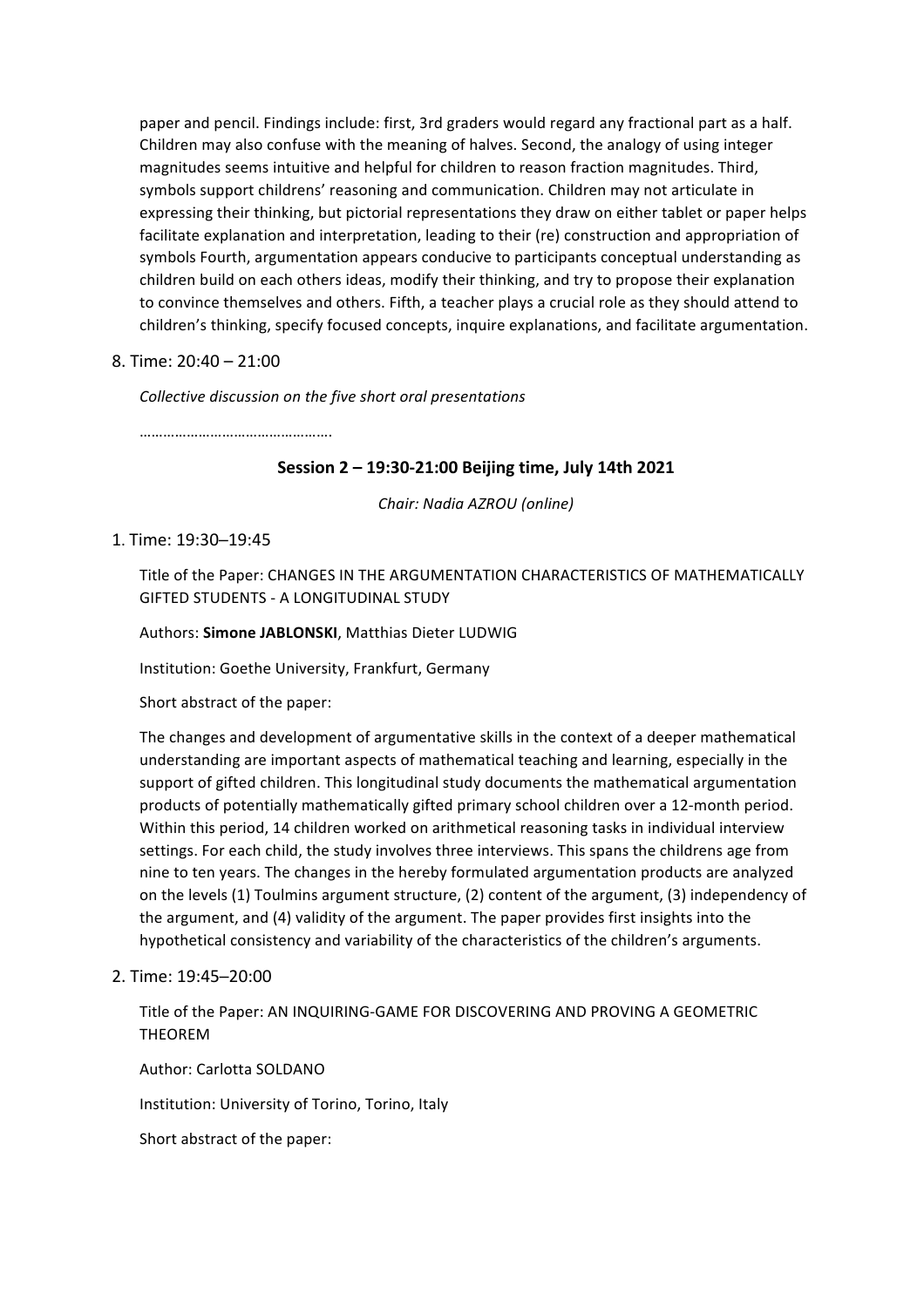paper and pencil. Findings include: first, 3rd graders would regard any fractional part as a half. Children may also confuse with the meaning of halves. Second, the analogy of using integer magnitudes seems intuitive and helpful for children to reason fraction magnitudes. Third, symbols support childrens' reasoning and communication. Children may not articulate in expressing their thinking, but pictorial representations they draw on either tablet or paper helps facilitate explanation and interpretation, leading to their (re) construction and appropriation of symbols Fourth, argumentation appears conducive to participants conceptual understanding as children build on each others ideas, modify their thinking, and try to propose their explanation to convince themselves and others. Fifth, a teacher plays a crucial role as they should attend to children's thinking, specify focused concepts, inquire explanations, and facilitate argumentation.

8. Time: 20:40 – 21:00

   *Collective discussion on the five short oral presentations*

   ……………………………………….

### Session 2 – 19:30-21:00 Beijing time, July 14th 2021

*Chair: Nadia AZROU (online)*

1. Time: 19:30–19:45

   Title of the Paper: CHANGES IN THE ARGUMENTATION CHARACTERISTICS OF MATHEMATICALLY GIFTED STUDENTS - A LONGITUDINAL STUDY

   Authors: **Simone JABLONSKI**, Matthias Dieter LUDWIG

   Institution: Goethe University, Frankfurt, Germany

   Short abstract of the paper:

   The changes and development of argumentative skills in the context of a deeper mathematical understanding are important aspects of mathematical teaching and learning, especially in the support of gifted children. This longitudinal study documents the mathematical argumentation products of potentially mathematically gifted primary school children over a 12-month period. Within this period, 14 children worked on arithmetical reasoning tasks in individual interview settings. For each child, the study involves three interviews. This spans the childrens age from nine to ten years. The changes in the hereby formulated argumentation products are analyzed on the levels (1) Toulmins argument structure, (2) content of the argument, (3) independency of the argument, and (4) validity of the argument. The paper provides first insights into the hypothetical consistency and variability of the characteristics of the children's arguments.

2. Time: 19:45–20:00

   Title of the Paper: AN INQUIRING-GAME FOR DISCOVERING AND PROVING A GEOMETRIC THEOREM

   Author: Carlotta SOLDANO

   Institution: University of Torino, Torino, Italy

   Short abstract of the paper: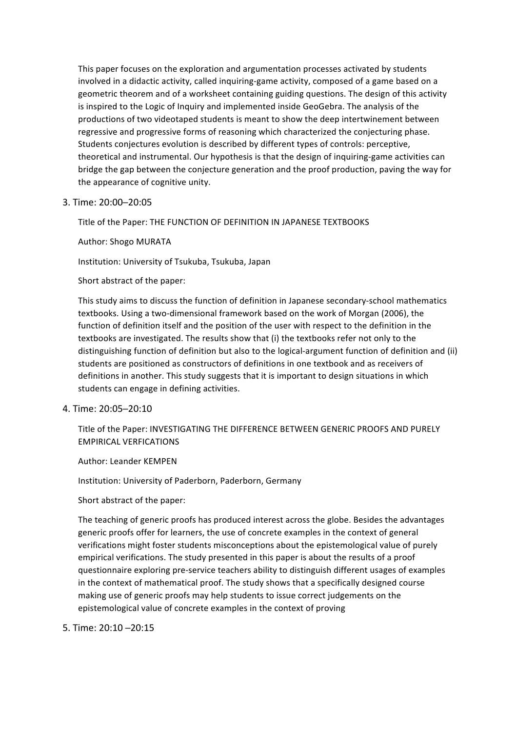This paper focuses on the exploration and argumentation processes activated by students involved in a didactic activity, called inquiring-game activity, composed of a game based on a geometric theorem and of a worksheet containing guiding questions. The design of this activity is inspired to the Logic of Inquiry and implemented inside GeoGebra. The analysis of the productions of two videotaped students is meant to show the deep intertwinement between regressive and progressive forms of reasoning which characterized the conjecturing phase. Students conjectures evolution is described by different types of controls: perceptive, theoretical and instrumental. Our hypothesis is that the design of inquiring-game activities can bridge the gap between the conjecture generation and the proof production, paving the way for the appearance of cognitive unity.

3. Time: 20:00–20:05

   Title of the Paper: THE FUNCTION OF DEFINITION IN JAPANESE TEXTBOOKS

   Author: Shogo MURATA

   Institution: University of Tsukuba, Tsukuba, Japan

   Short abstract of the paper:

   This study aims to discuss the function of definition in Japanese secondary-school mathematics textbooks. Using a two-dimensional framework based on the work of Morgan (2006), the function of definition itself and the position of the user with respect to the definition in the textbooks are investigated. The results show that (i) the textbooks refer not only to the distinguishing function of definition but also to the logical-argument function of definition and (ii) students are positioned as constructors of definitions in one textbook and as receivers of definitions in another. This study suggests that it is important to design situations in which students can engage in defining activities.

4. Time: 20:05–20:10

   Title of the Paper: INVESTIGATING THE DIFFERENCE BETWEEN GENERIC PROOFS AND PURELY EMPIRICAL VERFICATIONS

   Author: Leander KEMPEN

   Institution: University of Paderborn, Paderborn, Germany

   Short abstract of the paper:

   The teaching of generic proofs has produced interest across the globe. Besides the advantages generic proofs offer for learners, the use of concrete examples in the context of general verifications might foster students misconceptions about the epistemological value of purely empirical verifications. The study presented in this paper is about the results of a proof questionnaire exploring pre-service teachers ability to distinguish different usages of examples in the context of mathematical proof. The study shows that a specifically designed course making use of generic proofs may help students to issue correct judgements on the epistemological value of concrete examples in the context of proving

5. Time: 20:10 –20:15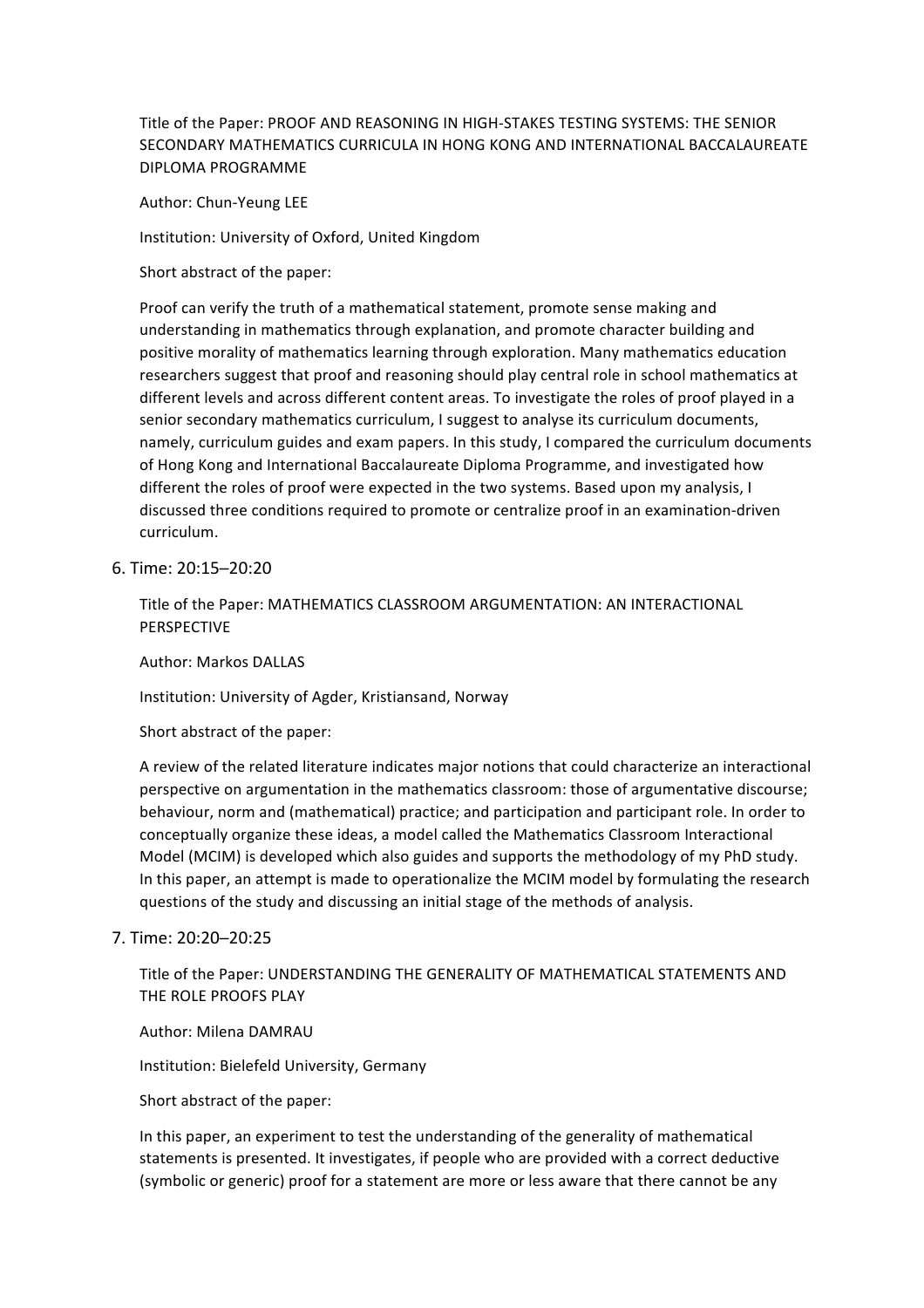Title of the Paper: PROOF AND REASONING IN HIGH-STAKES TESTING SYSTEMS: THE SENIOR SECONDARY MATHEMATICS CURRICULA IN HONG KONG AND INTERNATIONAL BACCALAUREATE DIPLOMA PROGRAMME

Author: Chun-Yeung LEE

Institution: University of Oxford, United Kingdom

Short abstract of the paper:

Proof can verify the truth of a mathematical statement, promote sense making and understanding in mathematics through explanation, and promote character building and positive morality of mathematics learning through exploration. Many mathematics education researchers suggest that proof and reasoning should play central role in school mathematics at different levels and across different content areas. To investigate the roles of proof played in a senior secondary mathematics curriculum, I suggest to analyse its curriculum documents, namely, curriculum guides and exam papers. In this study, I compared the curriculum documents of Hong Kong and International Baccalaureate Diploma Programme, and investigated how different the roles of proof were expected in the two systems. Based upon my analysis, I discussed three conditions required to promote or centralize proof in an examination-driven curriculum.

6. Time: 20:15–20:20

Title of the Paper: MATHEMATICS CLASSROOM ARGUMENTATION: AN INTERACTIONAL PERSPECTIVE

Author: Markos DALLAS

Institution: University of Agder, Kristiansand, Norway

Short abstract of the paper:

A review of the related literature indicates major notions that could characterize an interactional perspective on argumentation in the mathematics classroom: those of argumentative discourse; behaviour, norm and (mathematical) practice; and participation and participant role. In order to conceptually organize these ideas, a model called the Mathematics Classroom Interactional Model (MCIM) is developed which also guides and supports the methodology of my PhD study. In this paper, an attempt is made to operationalize the MCIM model by formulating the research questions of the study and discussing an initial stage of the methods of analysis.

7. Time: 20:20–20:25

Title of the Paper: UNDERSTANDING THE GENERALITY OF MATHEMATICAL STATEMENTS AND THE ROLE PROOFS PLAY

Author: Milena DAMRAU

Institution: Bielefeld University, Germany

Short abstract of the paper:

In this paper, an experiment to test the understanding of the generality of mathematical statements is presented. It investigates, if people who are provided with a correct deductive (symbolic or generic) proof for a statement are more or less aware that there cannot be any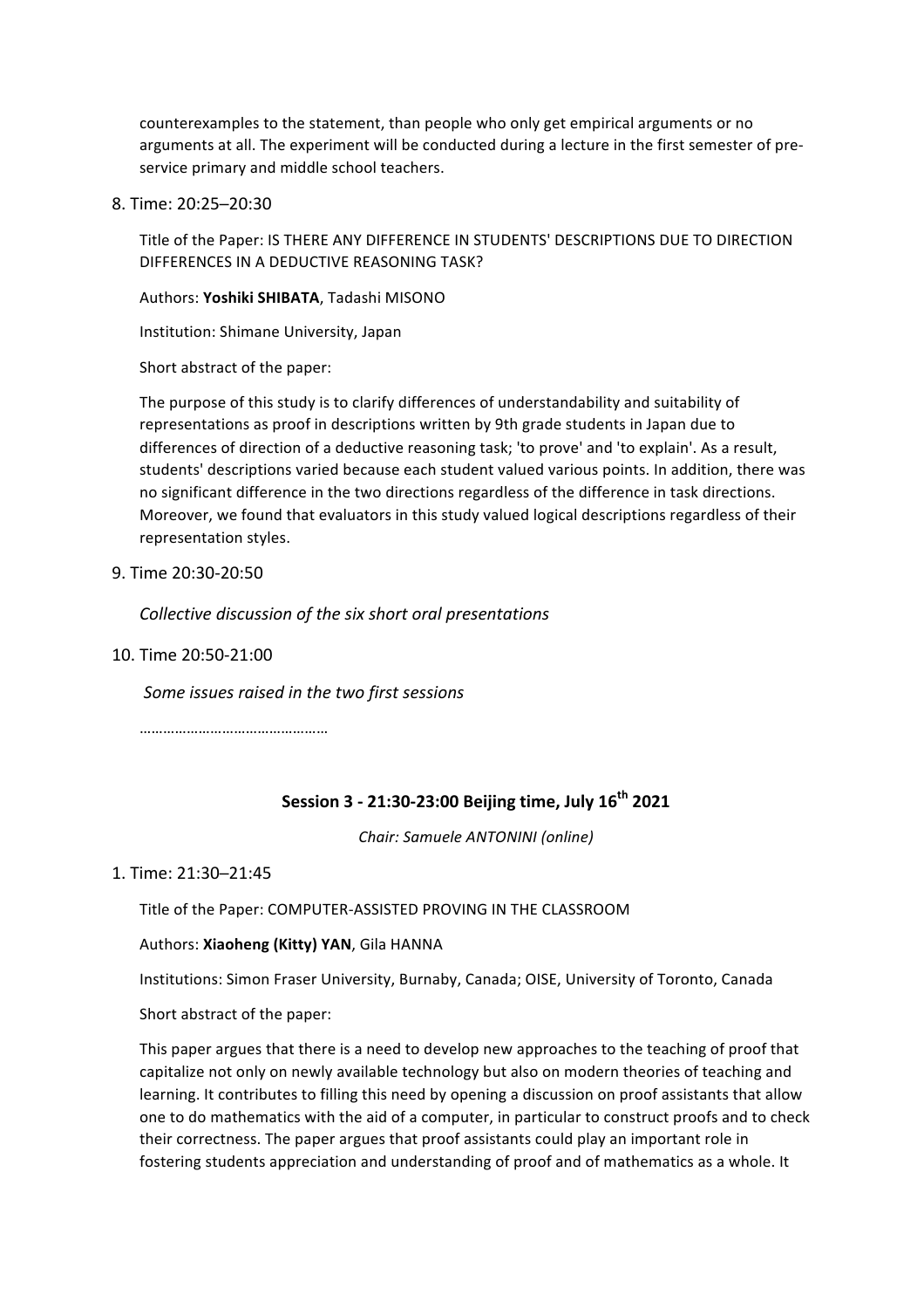counterexamples to the statement, than people who only get empirical arguments or no arguments at all. The experiment will be conducted during a lecture in the first semester of pre-service primary and middle school teachers.

8. Time: 20:25–20:30

   Title of the Paper: IS THERE ANY DIFFERENCE IN STUDENTS' DESCRIPTIONS DUE TO DIRECTION DIFFERENCES IN A DEDUCTIVE REASONING TASK?

   Authors: **Yoshiki SHIBATA**, Tadashi MISONO

   Institution: Shimane University, Japan

   Short abstract of the paper:

   The purpose of this study is to clarify differences of understandability and suitability of representations as proof in descriptions written by 9th grade students in Japan due to differences of direction of a deductive reasoning task; 'to prove' and 'to explain'. As a result, students' descriptions varied because each student valued various points. In addition, there was no significant difference in the two directions regardless of the difference in task directions. Moreover, we found that evaluators in this study valued logical descriptions regardless of their representation styles.

9. Time 20:30-20:50

   *Collective discussion of the six short oral presentations*

10. Time 20:50-21:00

    *Some issues raised in the two first sessions*

    ………………………………………

## Session 3 - 21:30-23:00 Beijing time, July 16th 2021

*Chair: Samuele ANTONINI (online)*

1. Time: 21:30–21:45

   Title of the Paper: COMPUTER-ASSISTED PROVING IN THE CLASSROOM

   Authors: **Xiaoheng (Kitty) YAN**, Gila HANNA

   Institutions: Simon Fraser University, Burnaby, Canada; OISE, University of Toronto, Canada

   Short abstract of the paper:

   This paper argues that there is a need to develop new approaches to the teaching of proof that capitalize not only on newly available technology but also on modern theories of teaching and learning. It contributes to filling this need by opening a discussion on proof assistants that allow one to do mathematics with the aid of a computer, in particular to construct proofs and to check their correctness. The paper argues that proof assistants could play an important role in fostering students appreciation and understanding of proof and of mathematics as a whole. It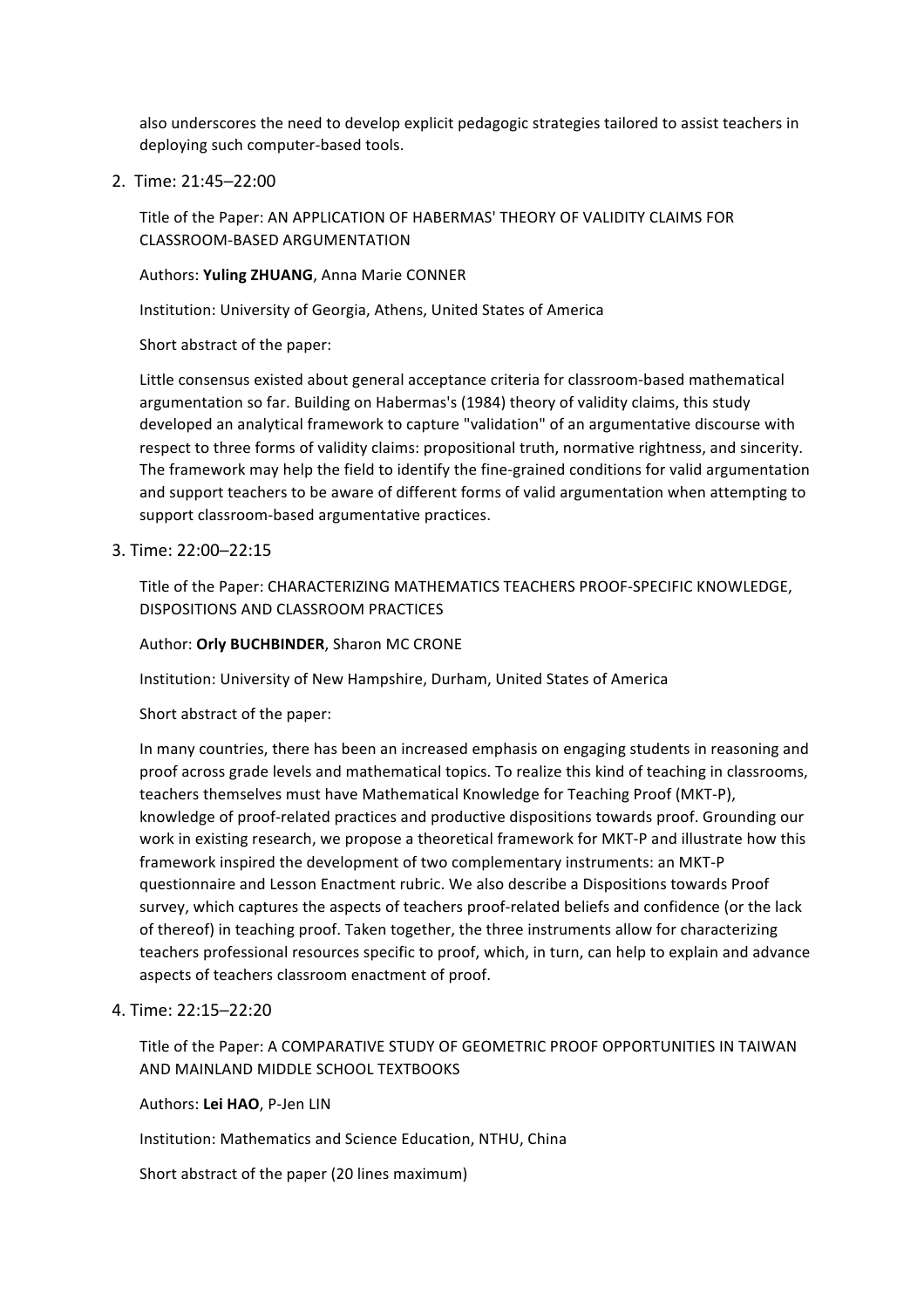also underscores the need to develop explicit pedagogic strategies tailored to assist teachers in deploying such computer-based tools.

2. Time: 21:45–22:00

   Title of the Paper: AN APPLICATION OF HABERMAS' THEORY OF VALIDITY CLAIMS FOR CLASSROOM-BASED ARGUMENTATION

   Authors: **Yuling ZHUANG**, Anna Marie CONNER

   Institution: University of Georgia, Athens, United States of America

   Short abstract of the paper:

   Little consensus existed about general acceptance criteria for classroom-based mathematical argumentation so far. Building on Habermas's (1984) theory of validity claims, this study developed an analytical framework to capture "validation" of an argumentative discourse with respect to three forms of validity claims: propositional truth, normative rightness, and sincerity. The framework may help the field to identify the fine-grained conditions for valid argumentation and support teachers to be aware of different forms of valid argumentation when attempting to support classroom-based argumentative practices.

3. Time: 22:00–22:15

   Title of the Paper: CHARACTERIZING MATHEMATICS TEACHERS PROOF-SPECIFIC KNOWLEDGE, DISPOSITIONS AND CLASSROOM PRACTICES

   Author: **Orly BUCHBINDER**, Sharon MC CRONE

   Institution: University of New Hampshire, Durham, United States of America

   Short abstract of the paper:

   In many countries, there has been an increased emphasis on engaging students in reasoning and proof across grade levels and mathematical topics. To realize this kind of teaching in classrooms, teachers themselves must have Mathematical Knowledge for Teaching Proof (MKT-P), knowledge of proof-related practices and productive dispositions towards proof. Grounding our work in existing research, we propose a theoretical framework for MKT-P and illustrate how this framework inspired the development of two complementary instruments: an MKT-P questionnaire and Lesson Enactment rubric. We also describe a Dispositions towards Proof survey, which captures the aspects of teachers proof-related beliefs and confidence (or the lack of thereof) in teaching proof. Taken together, the three instruments allow for characterizing teachers professional resources specific to proof, which, in turn, can help to explain and advance aspects of teachers classroom enactment of proof.

4. Time: 22:15–22:20

   Title of the Paper: A COMPARATIVE STUDY OF GEOMETRIC PROOF OPPORTUNITIES IN TAIWAN AND MAINLAND MIDDLE SCHOOL TEXTBOOKS

   Authors: **Lei HAO**, P-Jen LIN

   Institution: Mathematics and Science Education, NTHU, China

   Short abstract of the paper (20 lines maximum)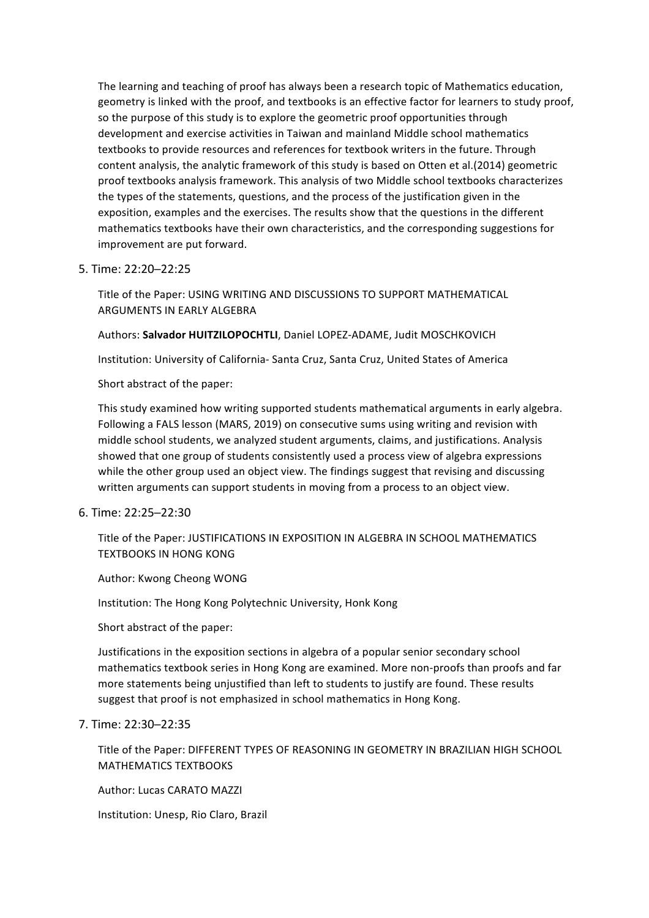The learning and teaching of proof has always been a research topic of Mathematics education, geometry is linked with the proof, and textbooks is an effective factor for learners to study proof, so the purpose of this study is to explore the geometric proof opportunities through development and exercise activities in Taiwan and mainland Middle school mathematics textbooks to provide resources and references for textbook writers in the future. Through content analysis, the analytic framework of this study is based on Otten et al.(2014) geometric proof textbooks analysis framework. This analysis of two Middle school textbooks characterizes the types of the statements, questions, and the process of the justification given in the exposition, examples and the exercises. The results show that the questions in the different mathematics textbooks have their own characteristics, and the corresponding suggestions for improvement are put forward.

5. Time: 22:20–22:25

   Title of the Paper: USING WRITING AND DISCUSSIONS TO SUPPORT MATHEMATICAL ARGUMENTS IN EARLY ALGEBRA

   Authors: **Salvador HUITZILOPOCHTLI**, Daniel LOPEZ-ADAME, Judit MOSCHKOVICH

   Institution: University of California- Santa Cruz, Santa Cruz, United States of America

   Short abstract of the paper:

   This study examined how writing supported students mathematical arguments in early algebra. Following a FALS lesson (MARS, 2019) on consecutive sums using writing and revision with middle school students, we analyzed student arguments, claims, and justifications. Analysis showed that one group of students consistently used a process view of algebra expressions while the other group used an object view. The findings suggest that revising and discussing written arguments can support students in moving from a process to an object view.

6. Time: 22:25–22:30

   Title of the Paper: JUSTIFICATIONS IN EXPOSITION IN ALGEBRA IN SCHOOL MATHEMATICS TEXTBOOKS IN HONG KONG

   Author: Kwong Cheong WONG

   Institution: The Hong Kong Polytechnic University, Honk Kong

   Short abstract of the paper:

   Justifications in the exposition sections in algebra of a popular senior secondary school mathematics textbook series in Hong Kong are examined. More non-proofs than proofs and far more statements being unjustified than left to students to justify are found. These results suggest that proof is not emphasized in school mathematics in Hong Kong.

7. Time: 22:30–22:35

   Title of the Paper: DIFFERENT TYPES OF REASONING IN GEOMETRY IN BRAZILIAN HIGH SCHOOL MATHEMATICS TEXTBOOKS

   Author: Lucas CARATO MAZZI

   Institution: Unesp, Rio Claro, Brazil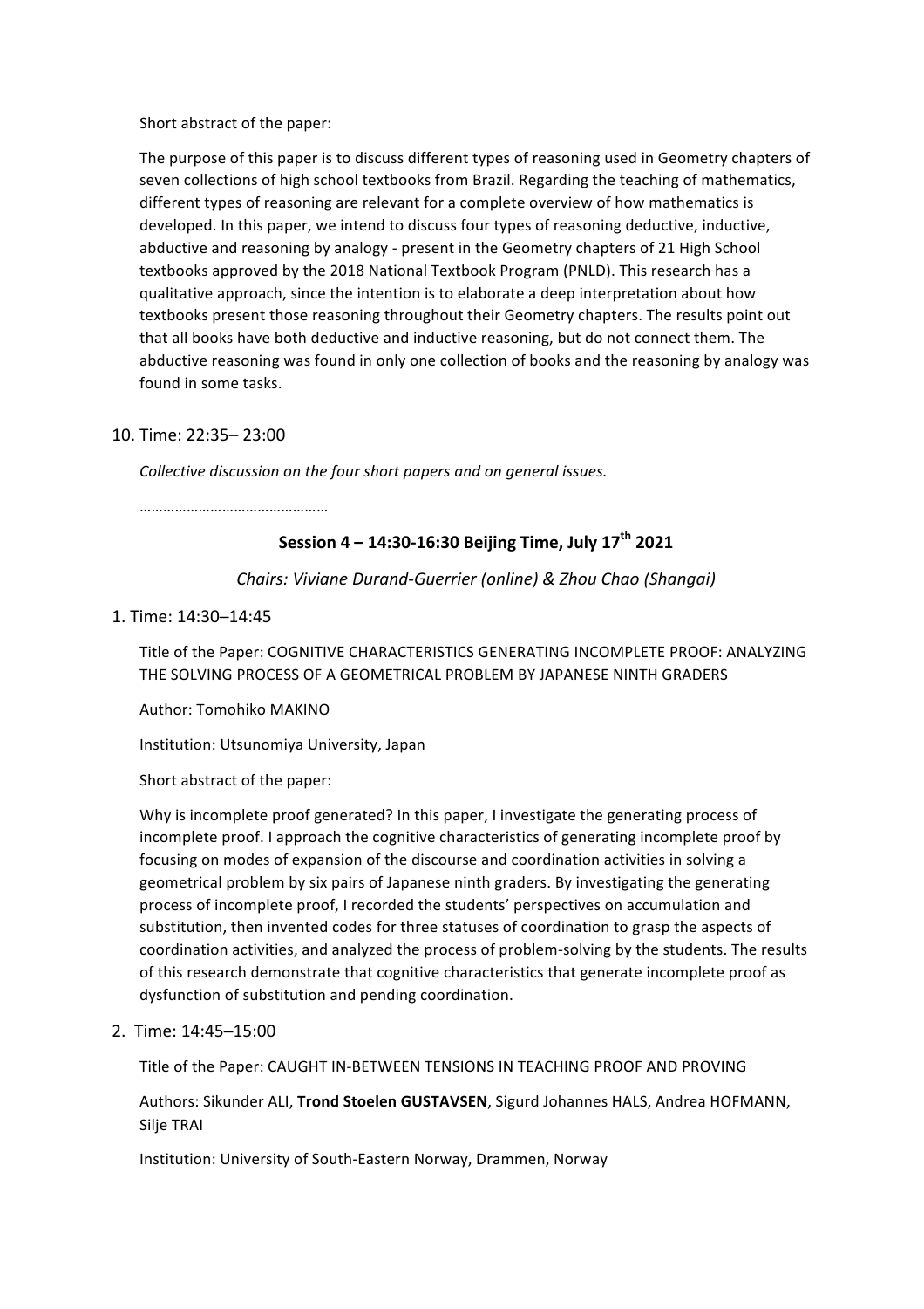Short abstract of the paper:

The purpose of this paper is to discuss different types of reasoning used in Geometry chapters of seven collections of high school textbooks from Brazil. Regarding the teaching of mathematics, different types of reasoning are relevant for a complete overview of how mathematics is developed. In this paper, we intend to discuss four types of reasoning deductive, inductive, abductive and reasoning by analogy - present in the Geometry chapters of 21 High School textbooks approved by the 2018 National Textbook Program (PNLD). This research has a qualitative approach, since the intention is to elaborate a deep interpretation about how textbooks present those reasoning throughout their Geometry chapters. The results point out that all books have both deductive and inductive reasoning, but do not connect them. The abductive reasoning was found in only one collection of books and the reasoning by analogy was found in some tasks.

10. Time: 22:35– 23:00

    *Collective discussion on the four short papers and on general issues.*

    ………………………………………

## Session 4 – 14:30-16:30 Beijing Time, July 17th 2021

*Chairs: Viviane Durand-Guerrier (online) & Zhou Chao (Shangai)*

1. Time: 14:30–14:45

   Title of the Paper: COGNITIVE CHARACTERISTICS GENERATING INCOMPLETE PROOF: ANALYZING THE SOLVING PROCESS OF A GEOMETRICAL PROBLEM BY JAPANESE NINTH GRADERS

   Author: Tomohiko MAKINO

   Institution: Utsunomiya University, Japan

   Short abstract of the paper:

   Why is incomplete proof generated? In this paper, I investigate the generating process of incomplete proof. I approach the cognitive characteristics of generating incomplete proof by focusing on modes of expansion of the discourse and coordination activities in solving a geometrical problem by six pairs of Japanese ninth graders. By investigating the generating process of incomplete proof, I recorded the students' perspectives on accumulation and substitution, then invented codes for three statuses of coordination to grasp the aspects of coordination activities, and analyzed the process of problem-solving by the students. The results of this research demonstrate that cognitive characteristics that generate incomplete proof as dysfunction of substitution and pending coordination.

2. Time: 14:45–15:00

   Title of the Paper: CAUGHT IN-BETWEEN TENSIONS IN TEACHING PROOF AND PROVING

   Authors: Sikunder ALI, **Trond Stoelen GUSTAVSEN**, Sigurd Johannes HALS, Andrea HOFMANN, Silje TRAI

   Institution: University of South-Eastern Norway, Drammen, Norway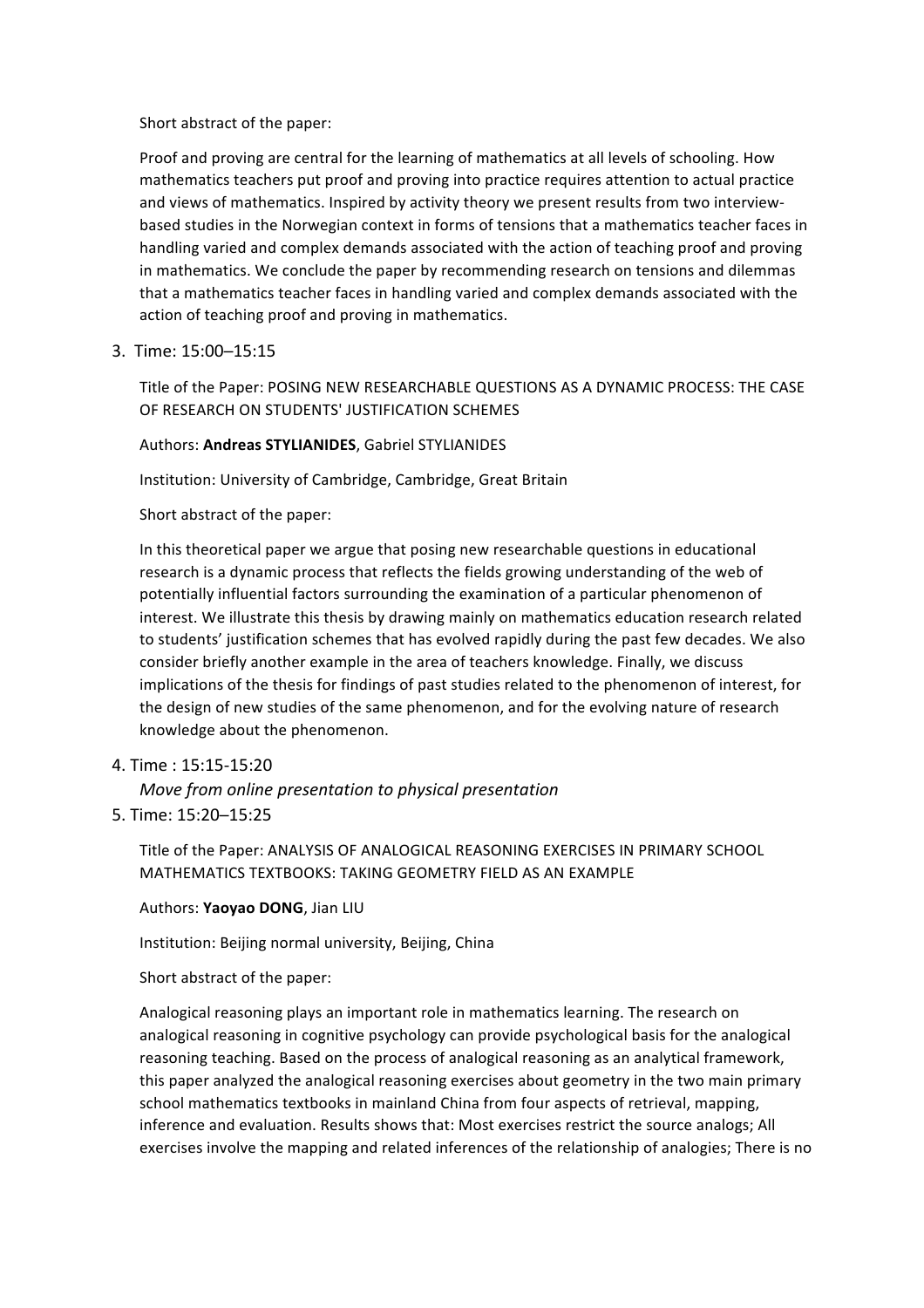Short abstract of the paper:

Proof and proving are central for the learning of mathematics at all levels of schooling. How mathematics teachers put proof and proving into practice requires attention to actual practice and views of mathematics. Inspired by activity theory we present results from two interview-based studies in the Norwegian context in forms of tensions that a mathematics teacher faces in handling varied and complex demands associated with the action of teaching proof and proving in mathematics. We conclude the paper by recommending research on tensions and dilemmas that a mathematics teacher faces in handling varied and complex demands associated with the action of teaching proof and proving in mathematics.

3. Time: 15:00–15:15

   Title of the Paper: POSING NEW RESEARCHABLE QUESTIONS AS A DYNAMIC PROCESS: THE CASE OF RESEARCH ON STUDENTS' JUSTIFICATION SCHEMES

   Authors: **Andreas STYLIANIDES**, Gabriel STYLIANIDES

   Institution: University of Cambridge, Cambridge, Great Britain

   Short abstract of the paper:

   In this theoretical paper we argue that posing new researchable questions in educational research is a dynamic process that reflects the fields growing understanding of the web of potentially influential factors surrounding the examination of a particular phenomenon of interest. We illustrate this thesis by drawing mainly on mathematics education research related to students' justification schemes that has evolved rapidly during the past few decades. We also consider briefly another example in the area of teachers knowledge. Finally, we discuss implications of the thesis for findings of past studies related to the phenomenon of interest, for the design of new studies of the same phenomenon, and for the evolving nature of research knowledge about the phenomenon.

4. Time : 15:15-15:20

   *Move from online presentation to physical presentation*

5. Time: 15:20–15:25

   Title of the Paper: ANALYSIS OF ANALOGICAL REASONING EXERCISES IN PRIMARY SCHOOL MATHEMATICS TEXTBOOKS: TAKING GEOMETRY FIELD AS AN EXAMPLE

   Authors: **Yaoyao DONG**, Jian LIU

   Institution: Beijing normal university, Beijing, China

   Short abstract of the paper:

   Analogical reasoning plays an important role in mathematics learning. The research on analogical reasoning in cognitive psychology can provide psychological basis for the analogical reasoning teaching. Based on the process of analogical reasoning as an analytical framework, this paper analyzed the analogical reasoning exercises about geometry in the two main primary school mathematics textbooks in mainland China from four aspects of retrieval, mapping, inference and evaluation. Results shows that: Most exercises restrict the source analogs; All exercises involve the mapping and related inferences of the relationship of analogies; There is no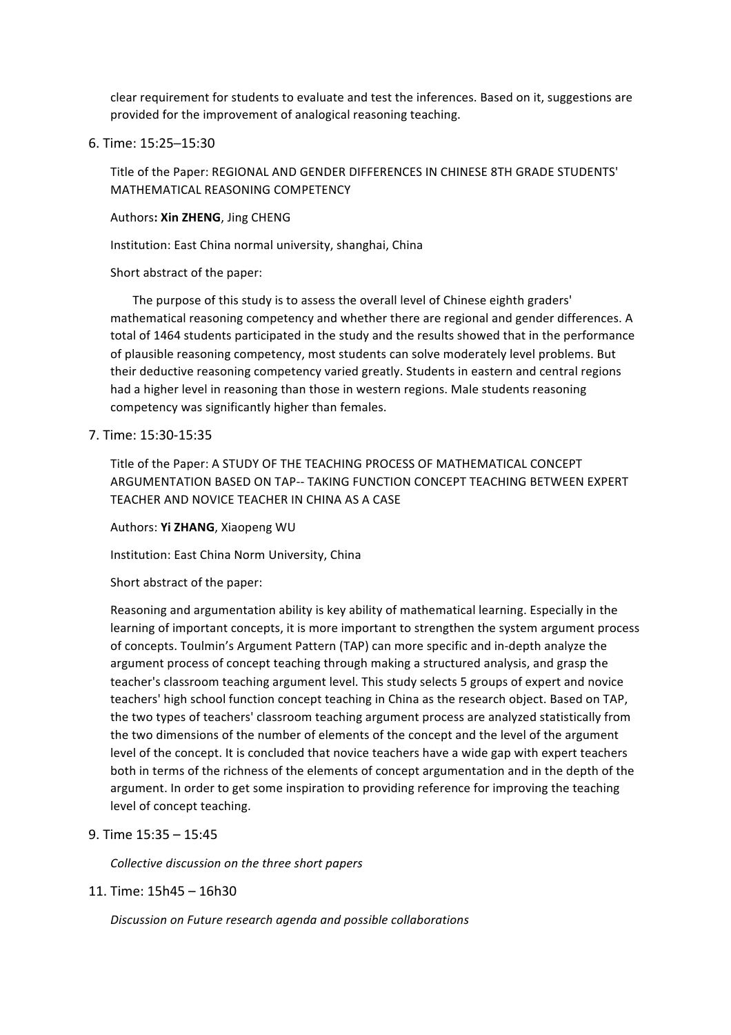clear requirement for students to evaluate and test the inferences. Based on it, suggestions are provided for the improvement of analogical reasoning teaching.

6. Time: 15:25–15:30

   Title of the Paper: REGIONAL AND GENDER DIFFERENCES IN CHINESE 8TH GRADE STUDENTS' MATHEMATICAL REASONING COMPETENCY

   Authors**: Xin ZHENG**, Jing CHENG

   Institution: East China normal university, shanghai, China

   Short abstract of the paper:

   The purpose of this study is to assess the overall level of Chinese eighth graders' mathematical reasoning competency and whether there are regional and gender differences. A total of 1464 students participated in the study and the results showed that in the performance of plausible reasoning competency, most students can solve moderately level problems. But their deductive reasoning competency varied greatly. Students in eastern and central regions had a higher level in reasoning than those in western regions. Male students reasoning competency was significantly higher than females.

7. Time: 15:30-15:35

   Title of the Paper: A STUDY OF THE TEACHING PROCESS OF MATHEMATICAL CONCEPT ARGUMENTATION BASED ON TAP-- TAKING FUNCTION CONCEPT TEACHING BETWEEN EXPERT TEACHER AND NOVICE TEACHER IN CHINA AS A CASE

   Authors: **Yi ZHANG**, Xiaopeng WU

   Institution: East China Norm University, China

   Short abstract of the paper:

   Reasoning and argumentation ability is key ability of mathematical learning. Especially in the learning of important concepts, it is more important to strengthen the system argument process of concepts. Toulmin's Argument Pattern (TAP) can more specific and in-depth analyze the argument process of concept teaching through making a structured analysis, and grasp the teacher's classroom teaching argument level. This study selects 5 groups of expert and novice teachers' high school function concept teaching in China as the research object. Based on TAP, the two types of teachers' classroom teaching argument process are analyzed statistically from the two dimensions of the number of elements of the concept and the level of the argument level of the concept. It is concluded that novice teachers have a wide gap with expert teachers both in terms of the richness of the elements of concept argumentation and in the depth of the argument. In order to get some inspiration to providing reference for improving the teaching level of concept teaching.

9. Time 15:35 – 15:45

   *Collective discussion on the three short papers*

11. Time: 15h45 – 16h30

   *Discussion on Future research agenda and possible collaborations*